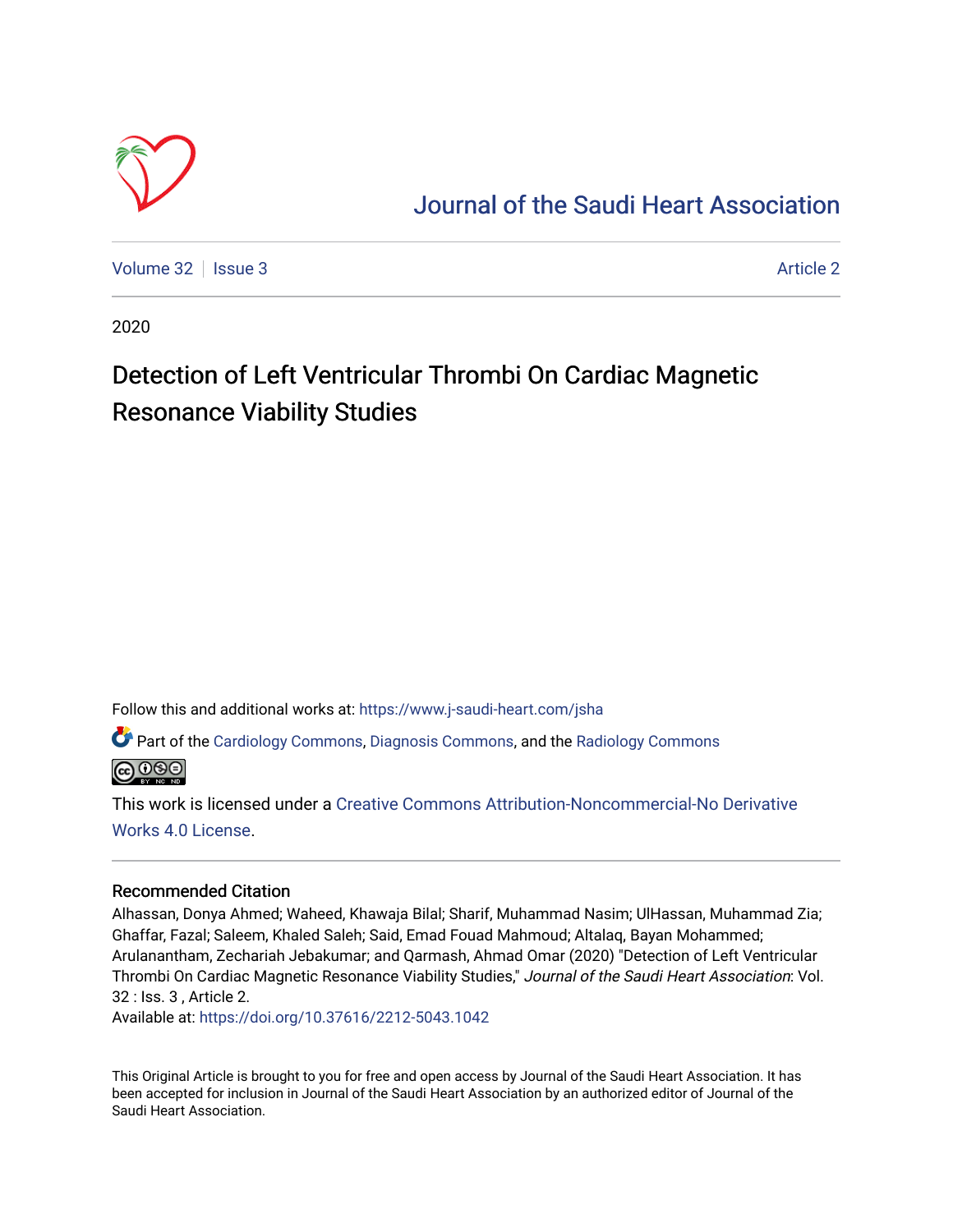# Journal of the Saudi Heart Association

Volume 32 | Issue 3 | Article 2

2020

## Detection of Left Ventricular Thrombi On Cardiac Magnetic Resonance Viability Studies

Follow this and additional works at: https://www.j-saudi-heart.com/jsha

Part of the Cardiology Commons, Diagnosis Commons, and the Radiology Commons

This work is licensed under a Creative Commons Attribution-Noncommercial-No Derivative Works 4.0 License.

### Recommended Citation

Alhassan, Donya Ahmed; Waheed, Khawaja Bilal; Sharif, Muhammad Nasim; UlHassan, Muhammad Zia; Ghaffar, Fazal; Saleem, Khaled Saleh; Said, Emad Fouad Mahmoud; Altalaq, Bayan Mohammed; Arulanantham, Zechariah Jebakumar; and Qarmash, Ahmad Omar (2020) "Detection of Left Ventricular Thrombi On Cardiac Magnetic Resonance Viability Studies," *Journal of the Saudi Heart Association*: Vol. 32 : Iss. 3 , Article 2.
Available at: https://doi.org/10.37616/2212-5043.1042

This Original Article is brought to you for free and open access by Journal of the Saudi Heart Association. It has been accepted for inclusion in Journal of the Saudi Heart Association by an authorized editor of Journal of the Saudi Heart Association.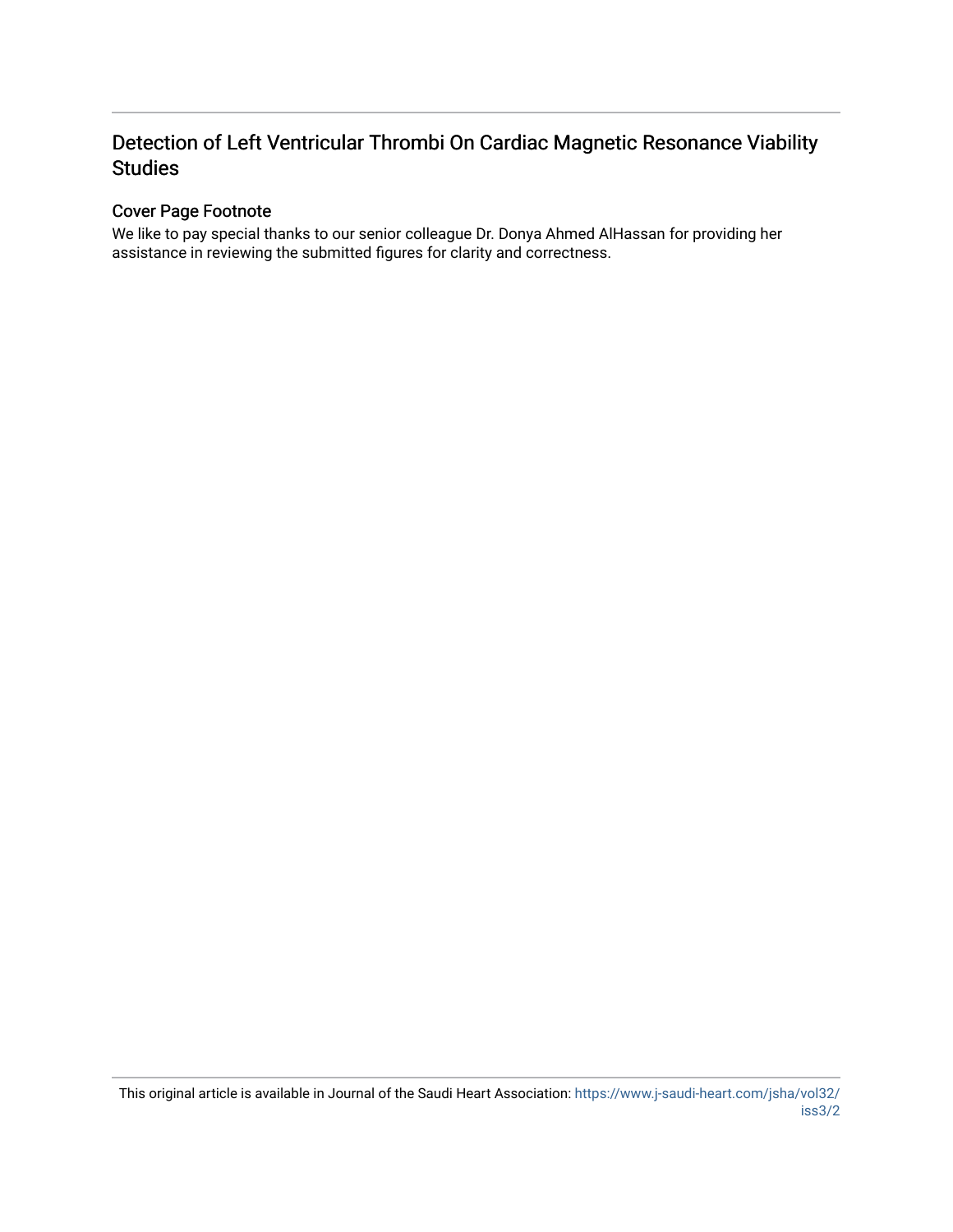# Detection of Left Ventricular Thrombi On Cardiac Magnetic Resonance Viability Studies

## Cover Page Footnote

We like to pay special thanks to our senior colleague Dr. Donya Ahmed AlHassan for providing her assistance in reviewing the submitted figures for clarity and correctness.

This original article is available in Journal of the Saudi Heart Association: https://www.j-saudi-heart.com/jsha/vol32/iss3/2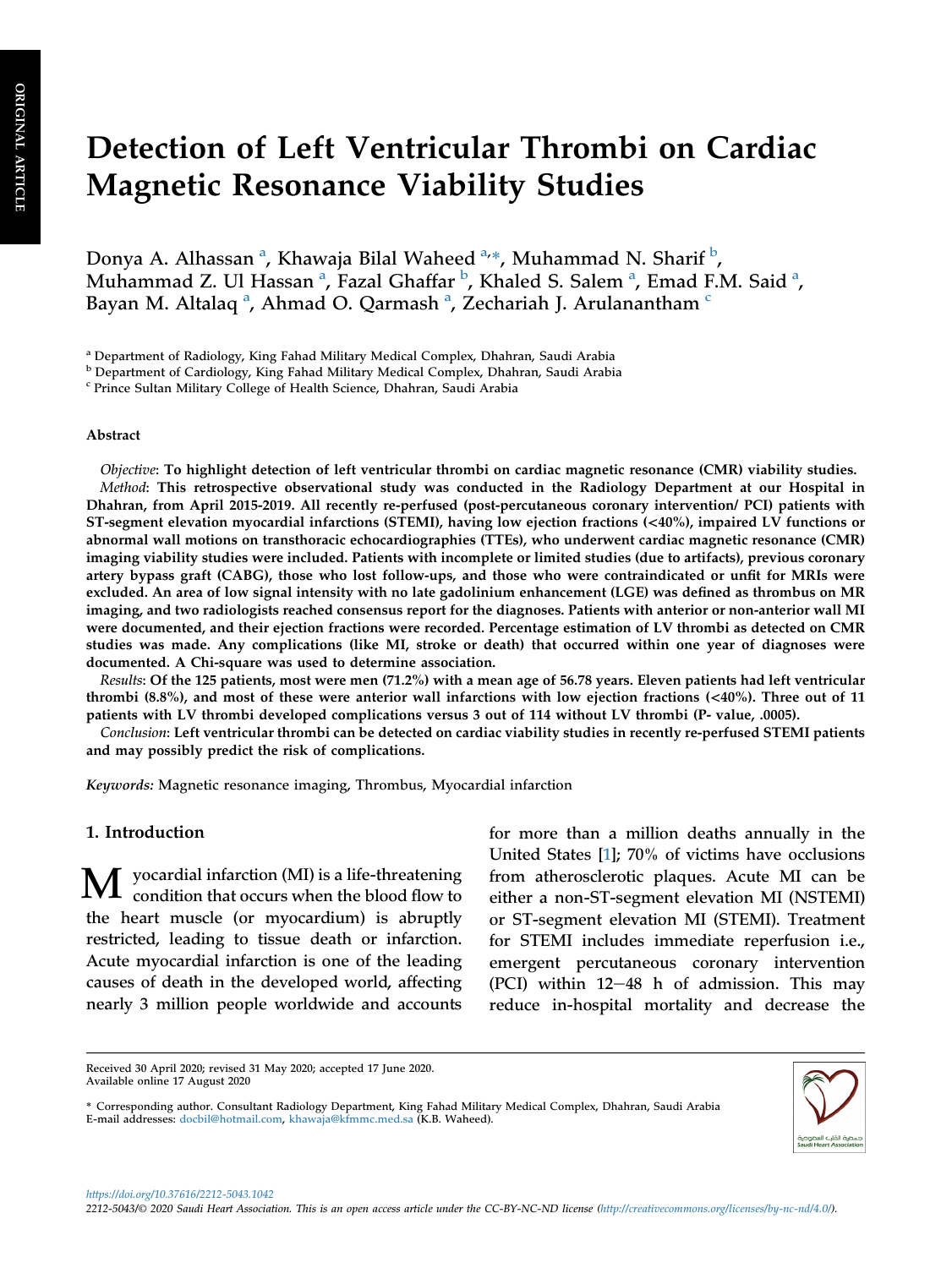ORIGINAL ARTICLE

# Detection of Left Ventricular Thrombi on Cardiac Magnetic Resonance Viability Studies

Donya A. Alhassan [a], Khawaja Bilal Waheed [a,*], Muhammad N. Sharif [b], Muhammad Z. Ul Hassan [a], Fazal Ghaffar [b], Khaled S. Salem [a], Emad F.M. Said [a], Bayan M. Altalaq [a], Ahmad O. Qarmash [a], Zechariah J. Arulanantham [c]

[a] Department of Radiology, King Fahad Military Medical Complex, Dhahran, Saudi Arabia
[b] Department of Cardiology, King Fahad Military Medical Complex, Dhahran, Saudi Arabia
[c] Prince Sultan Military College of Health Science, Dhahran, Saudi Arabia

## Abstract

*Objective*: **To highlight detection of left ventricular thrombi on cardiac magnetic resonance (CMR) viability studies.**

*Method*: **This retrospective observational study was conducted in the Radiology Department at our Hospital in Dhahran, from April 2015-2019. All recently re-perfused (post-percutaneous coronary intervention/ PCI) patients with ST-segment elevation myocardial infarctions (STEMI), having low ejection fractions (<40%), impaired LV functions or abnormal wall motions on transthoracic echocardiographies (TTEs), who underwent cardiac magnetic resonance (CMR) imaging viability studies were included. Patients with incomplete or limited studies (due to artifacts), previous coronary artery bypass graft (CABG), those who lost follow-ups, and those who were contraindicated or unfit for MRIs were excluded. An area of low signal intensity with no late gadolinium enhancement (LGE) was defined as thrombus on MR imaging, and two radiologists reached consensus report for the diagnoses. Patients with anterior or non-anterior wall MI were documented, and their ejection fractions were recorded. Percentage estimation of LV thrombi as detected on CMR studies was made. Any complications (like MI, stroke or death) that occurred within one year of diagnoses were documented. A Chi-square was used to determine association.**

*Results*: **Of the 125 patients, most were men (71.2%) with a mean age of 56.78 years. Eleven patients had left ventricular thrombi (8.8%), and most of these were anterior wall infarctions with low ejection fractions (<40%). Three out of 11 patients with LV thrombi developed complications versus 3 out of 114 without LV thrombi (P- value, .0005).**

*Conclusion*: **Left ventricular thrombi can be detected on cardiac viability studies in recently re-perfused STEMI patients and may possibly predict the risk of complications.**

*Keywords:* Magnetic resonance imaging, Thrombus, Myocardial infarction

## 1. Introduction

Myocardial infarction (MI) is a life-threatening condition that occurs when the blood flow to the heart muscle (or myocardium) is abruptly restricted, leading to tissue death or infarction. Acute myocardial infarction is one of the leading causes of death in the developed world, affecting nearly 3 million people worldwide and accounts for more than a million deaths annually in the United States [1]; 70% of victims have occlusions from atherosclerotic plaques. Acute MI can be either a non-ST-segment elevation MI (NSTEMI) or ST-segment elevation MI (STEMI). Treatment for STEMI includes immediate reperfusion i.e., emergent percutaneous coronary intervention (PCI) within 12−48 h of admission. This may reduce in-hospital mortality and decrease the

Received 30 April 2020; revised 31 May 2020; accepted 17 June 2020.
Available online 17 August 2020

* Corresponding author. Consultant Radiology Department, King Fahad Military Medical Complex, Dhahran, Saudi Arabia
E-mail addresses: docbil@hotmail.com, khawaja@kfmmc.med.sa (K.B. Waheed).

https://doi.org/10.37616/2212-5043.1042
2212-5043/© 2020 Saudi Heart Association. This is an open access article under the CC-BY-NC-ND license (http://creativecommons.org/licenses/by-nc-nd/4.0/).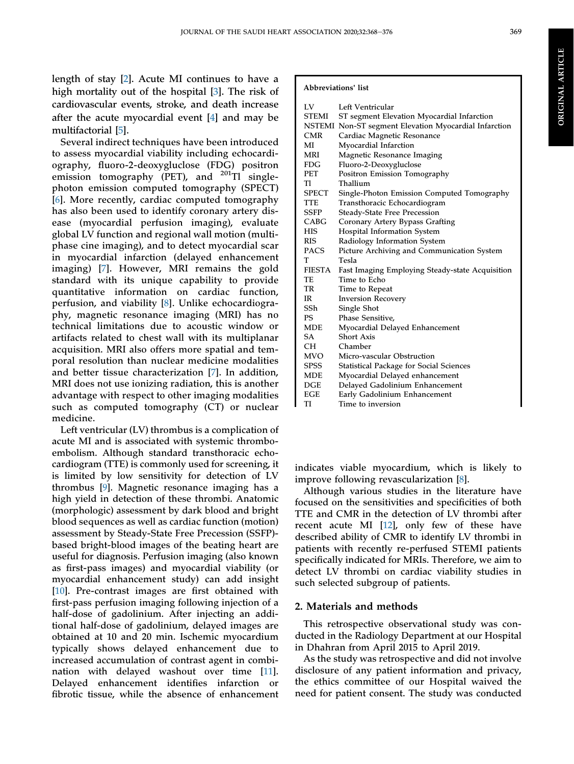length of stay [2]. Acute MI continues to have a high mortality out of the hospital [3]. The risk of cardiovascular events, stroke, and death increase after the acute myocardial event [4] and may be multifactorial [5].

Several indirect techniques have been introduced to assess myocardial viability including echocardiography, fluoro-2-deoxyglucose (FDG) positron emission tomography (PET), and $^{201}$Tl single-photon emission computed tomography (SPECT) [6]. More recently, cardiac computed tomography has also been used to identify coronary artery disease (myocardial perfusion imaging), evaluate global LV function and regional wall motion (multiphase cine imaging), and to detect myocardial scar in myocardial infarction (delayed enhancement imaging) [7]. However, MRI remains the gold standard with its unique capability to provide quantitative information on cardiac function, perfusion, and viability [8]. Unlike echocardiography, magnetic resonance imaging (MRI) has no technical limitations due to acoustic window or artifacts related to chest wall with its multiplanar acquisition. MRI also offers more spatial and temporal resolution than nuclear medicine modalities and better tissue characterization [7]. In addition, MRI does not use ionizing radiation, this is another advantage with respect to other imaging modalities such as computed tomography (CT) or nuclear medicine.

Left ventricular (LV) thrombus is a complication of acute MI and is associated with systemic thromboembolism. Although standard transthoracic echocardiogram (TTE) is commonly used for screening, it is limited by low sensitivity for detection of LV thrombus [9]. Magnetic resonance imaging has a high yield in detection of these thrombi. Anatomic (morphologic) assessment by dark blood and bright blood sequences as well as cardiac function (motion) assessment by Steady-State Free Precession (SSFP)-based bright-blood images of the beating heart are useful for diagnosis. Perfusion imaging (also known as first-pass images) and myocardial viability (or myocardial enhancement study) can add insight [10]. Pre-contrast images are first obtained with first-pass perfusion imaging following injection of a half-dose of gadolinium. After injecting an additional half-dose of gadolinium, delayed images are obtained at 10 and 20 min. Ischemic myocardium typically shows delayed enhancement due to increased accumulation of contrast agent in combination with delayed washout over time [11]. Delayed enhancement identifies infarction or fibrotic tissue, while the absence of enhancement indicates viable myocardium, which is likely to improve following revascularization [8].

**Abbreviations' list**

| | |
|---|---|
| LV | Left Ventricular |
| STEMI | ST segment Elevation Myocardial Infarction |
| NSTEMI | Non-ST segment Elevation Myocardial Infarction |
| CMR | Cardiac Magnetic Resonance |
| MI | Myocardial Infarction |
| MRI | Magnetic Resonance Imaging |
| FDG | Fluoro-2-Deoxyglucose |
| PET | Positron Emission Tomography |
| Tl | Thallium |
| SPECT | Single-Photon Emission Computed Tomography |
| TTE | Transthoracic Echocardiogram |
| SSFP | Steady-State Free Precession |
| CABG | Coronary Artery Bypass Grafting |
| HIS | Hospital Information System |
| RIS | Radiology Information System |
| PACS | Picture Archiving and Communication System |
| T | Tesla |
| FIESTA | Fast Imaging Employing Steady-state Acquisition |
| TE | Time to Echo |
| TR | Time to Repeat |
| IR | Inversion Recovery |
| SSh | Single Shot |
| PS | Phase Sensitive, |
| MDE | Myocardial Delayed enhancement |
| SA | Short Axis |
| CH | Chamber |
| MVO | Micro-vascular Obstruction |
| SPSS | Statistical Package for Social Sciences |
| MDE | Myocardial Delayed enhancement |
| DGE | Delayed Gadolinium Enhancement |
| EGE | Early Gadolinium Enhancement |
| TI | Time to inversion |

Although various studies in the literature have focused on the sensitivities and specificities of both TTE and CMR in the detection of LV thrombi after recent acute MI [12], only few of these have described ability of CMR to identify LV thrombi in patients with recently re-perfused STEMI patients specifically indicated for MRIs. Therefore, we aim to detect LV thrombi on cardiac viability studies in such selected subgroup of patients.

## 2. Materials and methods

This retrospective observational study was conducted in the Radiology Department at our Hospital in Dhahran from April 2015 to April 2019.

As the study was retrospective and did not involve disclosure of any patient information and privacy, the ethics committee of our Hospital waived the need for patient consent. The study was conducted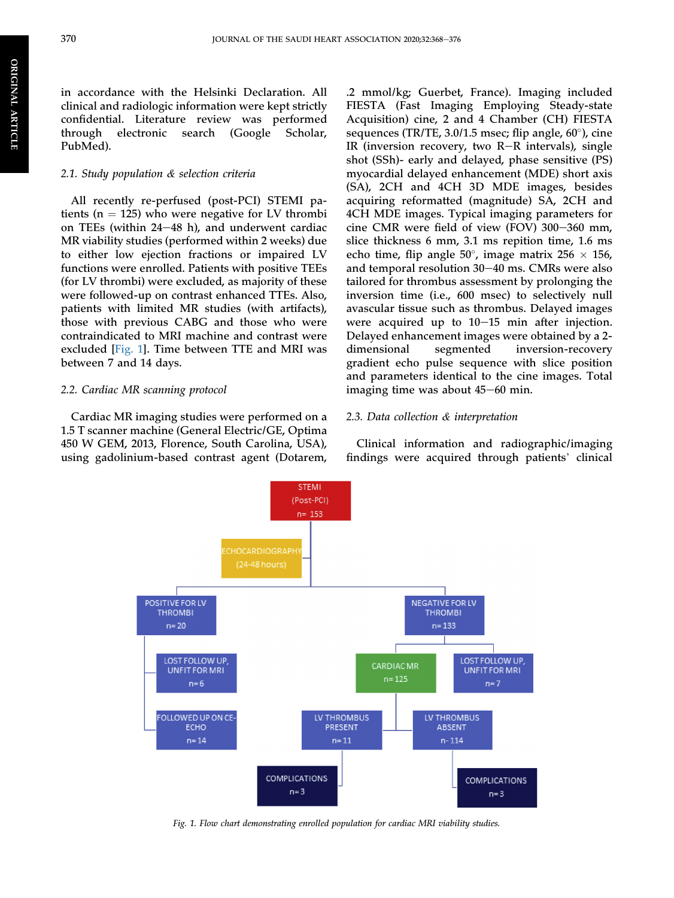in accordance with the Helsinki Declaration. All clinical and radiologic information were kept strictly confidential. Literature review was performed through electronic search (Google Scholar, PubMed).

### 2.1. Study population & selection criteria

All recently re-perfused (post-PCI) STEMI patients (n = 125) who were negative for LV thrombi on TEEs (within 24–48 h), and underwent cardiac MR viability studies (performed within 2 weeks) due to either low ejection fractions or impaired LV functions were enrolled. Patients with positive TEEs (for LV thrombi) were excluded, as majority of these were followed-up on contrast enhanced TTEs. Also, patients with limited MR studies (with artifacts), those with previous CABG and those who were contraindicated to MRI machine and contrast were excluded [Fig. 1]. Time between TTE and MRI was between 7 and 14 days.

### 2.2. Cardiac MR scanning protocol

Cardiac MR imaging studies were performed on a 1.5 T scanner machine (General Electric/GE, Optima 450 W GEM, 2013, Florence, South Carolina, USA), using gadolinium-based contrast agent (Dotarem, .2 mmol/kg; Guerbet, France). Imaging included FIESTA (Fast Imaging Employing Steady-state Acquisition) cine, 2 and 4 Chamber (CH) FIESTA sequences (TR/TE, 3.0/1.5 msec; flip angle, 60°), cine IR (inversion recovery, two R–R intervals), single shot (SSh)- early and delayed, phase sensitive (PS) myocardial delayed enhancement (MDE) short axis (SA), 2CH and 4CH 3D MDE images, besides acquiring reformatted (magnitude) SA, 2CH and 4CH MDE images. Typical imaging parameters for cine CMR were field of view (FOV) 300–360 mm, slice thickness 6 mm, 3.1 ms repition time, 1.6 ms echo time, flip angle 50°, image matrix 256 × 156, and temporal resolution 30–40 ms. CMRs were also tailored for thrombus assessment by prolonging the inversion time (i.e., 600 msec) to selectively null avascular tissue such as thrombus. Delayed images were acquired up to 10–15 min after injection. Delayed enhancement images were obtained by a 2-dimensional segmented inversion-recovery gradient echo pulse sequence with slice position and parameters identical to the cine images. Total imaging time was about 45–60 min.

### 2.3. Data collection & interpretation

Clinical information and radiographic/imaging findings were acquired through patients' clinical

STEMI (Post-PCI) n= 153
ECHOCARDIOGRAPHY (24-48 hours)
POSITIVE FOR LV THROMBI n= 20
NEGATIVE FOR LV THROMBI n= 133
LOST FOLLOW UP, UNFIT FOR MRI n= 6
FOLLOWED UP ON CE-ECHO n= 14
CARDIAC MR n= 125
LOST FOLLOW UP, UNFIT FOR MRI n= 7
LV THROMBUS PRESENT n= 11
LV THROMBUS ABSENT n- 114
COMPLICATIONS n= 3
COMPLICATIONS n= 3

*Fig. 1. Flow chart demonstrating enrolled population for cardiac MRI viability studies.*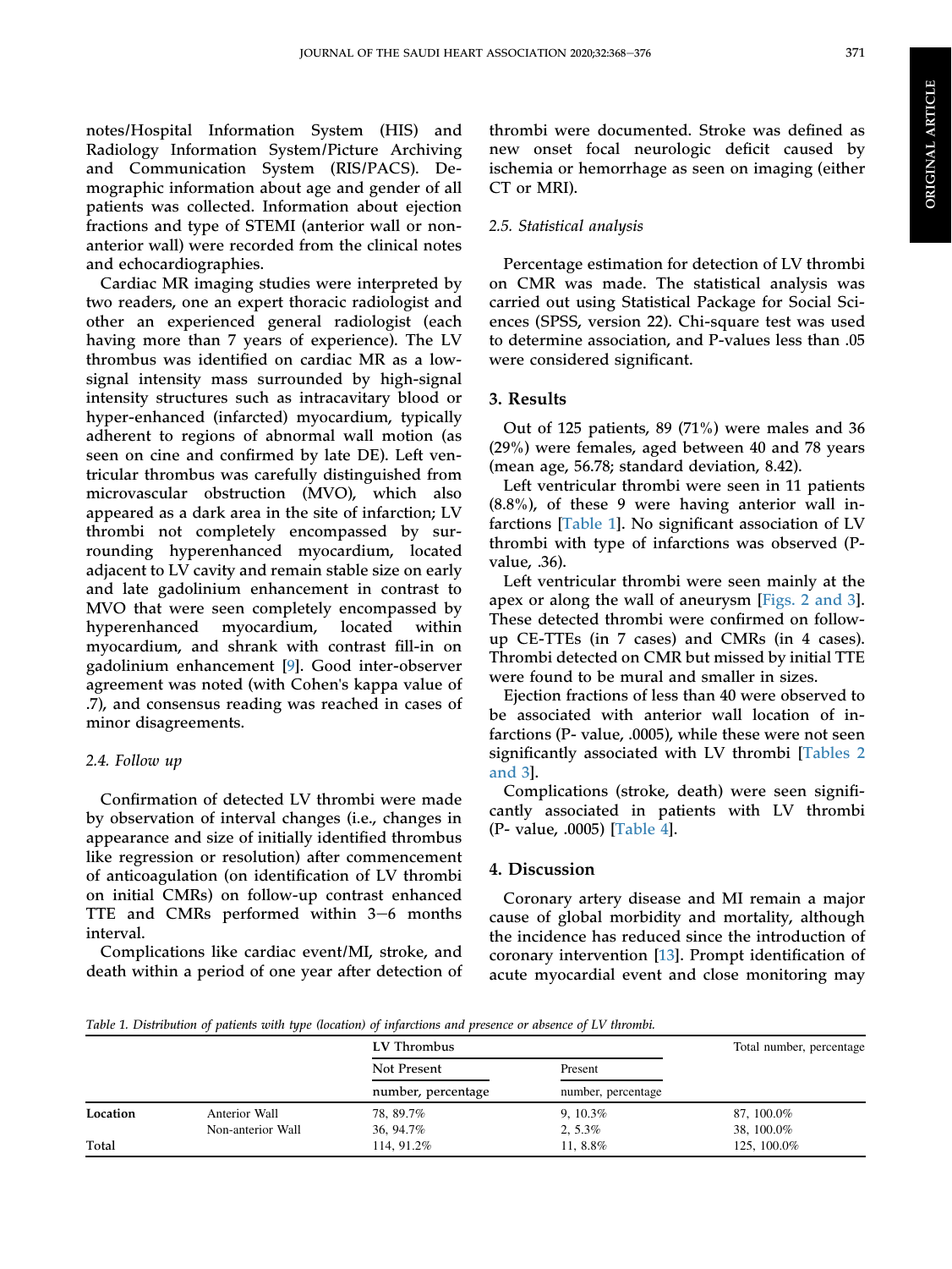notes/Hospital Information System (HIS) and Radiology Information System/Picture Archiving and Communication System (RIS/PACS). Demographic information about age and gender of all patients was collected. Information about ejection fractions and type of STEMI (anterior wall or non-anterior wall) were recorded from the clinical notes and echocardiographies.

Cardiac MR imaging studies were interpreted by two readers, one an expert thoracic radiologist and other an experienced general radiologist (each having more than 7 years of experience). The LV thrombus was identified on cardiac MR as a low-signal intensity mass surrounded by high-signal intensity structures such as intracavitary blood or hyper-enhanced (infarcted) myocardium, typically adherent to regions of abnormal wall motion (as seen on cine and confirmed by late DE). Left ventricular thrombus was carefully distinguished from microvascular obstruction (MVO), which also appeared as a dark area in the site of infarction; LV thrombi not completely encompassed by surrounding hyperenhanced myocardium, located adjacent to LV cavity and remain stable size on early and late gadolinium enhancement in contrast to MVO that were seen completely encompassed by hyperenhanced myocardium, located within myocardium, and shrank with contrast fill-in on gadolinium enhancement [9]. Good inter-observer agreement was noted (with Cohen's kappa value of .7), and consensus reading was reached in cases of minor disagreements.

### 2.4. Follow up

Confirmation of detected LV thrombi were made by observation of interval changes (i.e., changes in appearance and size of initially identified thrombus like regression or resolution) after commencement of anticoagulation (on identification of LV thrombi on initial CMRs) on follow-up contrast enhanced TTE and CMRs performed within 3–6 months interval.

Complications like cardiac event/MI, stroke, and death within a period of one year after detection of thrombi were documented. Stroke was defined as new onset focal neurologic deficit caused by ischemia or hemorrhage as seen on imaging (either CT or MRI).

### 2.5. Statistical analysis

Percentage estimation for detection of LV thrombi on CMR was made. The statistical analysis was carried out using Statistical Package for Social Sciences (SPSS, version 22). Chi-square test was used to determine association, and P-values less than .05 were considered significant.

## 3. Results

Out of 125 patients, 89 (71%) were males and 36 (29%) were females, aged between 40 and 78 years (mean age, 56.78; standard deviation, 8.42).

Left ventricular thrombi were seen in 11 patients (8.8%), of these 9 were having anterior wall infarctions [Table 1]. No significant association of LV thrombi with type of infarctions was observed (P-value, .36).

Left ventricular thrombi were seen mainly at the apex or along the wall of aneurysm [Figs. 2 and 3]. These detected thrombi were confirmed on follow-up CE-TTEs (in 7 cases) and CMRs (in 4 cases). Thrombi detected on CMR but missed by initial TTE were found to be mural and smaller in sizes.

Ejection fractions of less than 40 were observed to be associated with anterior wall location of infarctions (P- value, .0005), while these were not seen significantly associated with LV thrombi [Tables 2 and 3].

Complications (stroke, death) were seen significantly associated in patients with LV thrombi (P- value, .0005) [Table 4].

## 4. Discussion

Coronary artery disease and MI remain a major cause of global morbidity and mortality, although the incidence has reduced since the introduction of coronary intervention [13]. Prompt identification of acute myocardial event and close monitoring may

*Table 1. Distribution of patients with type (location) of infarctions and presence or absence of LV thrombi.*

| | | LV Thrombus | | Total number, percentage |
|---|---|---|---|---|
| | | Not Present | Present | |
| | | number, percentage | number, percentage | |
| **Location** | Anterior Wall | 78, 89.7% | 9, 10.3% | 87, 100.0% |
| | Non-anterior Wall | 36, 94.7% | 2, 5.3% | 38, 100.0% |
| **Total** | | 114, 91.2% | 11, 8.8% | 125, 100.0% |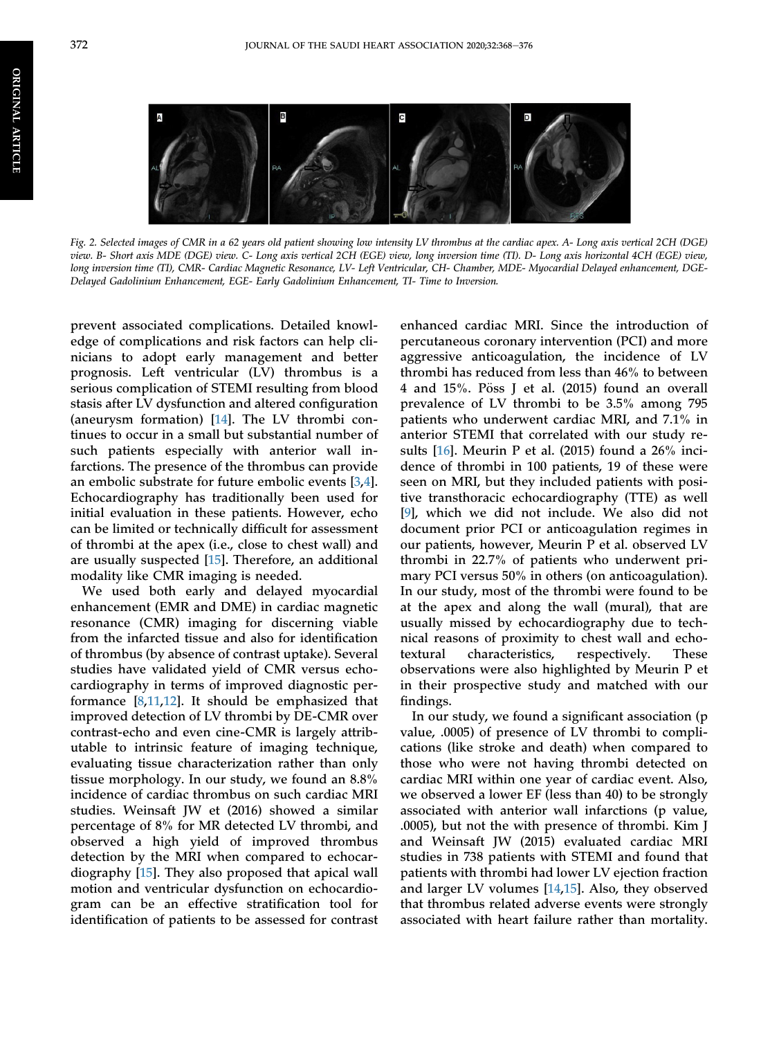Fig. 2. Selected images of CMR in a 62 years old patient showing low intensity LV thrombus at the cardiac apex. A- Long axis vertical 2CH (DGE) view. B- Short axis MDE (DGE) view. C- Long axis vertical 2CH (EGE) view, long inversion time (TI). D- Long axis horizontal 4CH (EGE) view, long inversion time (TI), CMR- Cardiac Magnetic Resonance, LV- Left Ventricular, CH- Chamber, MDE- Myocardial Delayed enhancement, DGE- Delayed Gadolinium Enhancement, EGE- Early Gadolinium Enhancement, TI- Time to Inversion.

prevent associated complications. Detailed knowledge of complications and risk factors can help clinicians to adopt early management and better prognosis. Left ventricular (LV) thrombus is a serious complication of STEMI resulting from blood stasis after LV dysfunction and altered configuration (aneurysm formation) [14]. The LV thrombi continues to occur in a small but substantial number of such patients especially with anterior wall infarctions. The presence of the thrombus can provide an embolic substrate for future embolic events [3,4]. Echocardiography has traditionally been used for initial evaluation in these patients. However, echo can be limited or technically difficult for assessment of thrombi at the apex (i.e., close to chest wall) and are usually suspected [15]. Therefore, an additional modality like CMR imaging is needed.

We used both early and delayed myocardial enhancement (EMR and DME) in cardiac magnetic resonance (CMR) imaging for discerning viable from the infarcted tissue and also for identification of thrombus (by absence of contrast uptake). Several studies have validated yield of CMR versus echocardiography in terms of improved diagnostic performance [8,11,12]. It should be emphasized that improved detection of LV thrombi by DE-CMR over contrast-echo and even cine-CMR is largely attributable to intrinsic feature of imaging technique, evaluating tissue characterization rather than only tissue morphology. In our study, we found an 8.8% incidence of cardiac thrombus on such cardiac MRI studies. Weinsaft JW et (2016) showed a similar percentage of 8% for MR detected LV thrombi, and observed a high yield of improved thrombus detection by the MRI when compared to echocardiography [15]. They also proposed that apical wall motion and ventricular dysfunction on echocardiogram can be an effective stratification tool for identification of patients to be assessed for contrast enhanced cardiac MRI. Since the introduction of percutaneous coronary intervention (PCI) and more aggressive anticoagulation, the incidence of LV thrombi has reduced from less than 46% to between 4 and 15%. Pöss J et al. (2015) found an overall prevalence of LV thrombi to be 3.5% among 795 patients who underwent cardiac MRI, and 7.1% in anterior STEMI that correlated with our study results [16]. Meurin P et al. (2015) found a 26% incidence of thrombi in 100 patients, 19 of these were seen on MRI, but they included patients with positive transthoracic echocardiography (TTE) as well [9], which we did not include. We also did not document prior PCI or anticoagulation regimes in our patients, however, Meurin P et al. observed LV thrombi in 22.7% of patients who underwent primary PCI versus 50% in others (on anticoagulation). In our study, most of the thrombi were found to be at the apex and along the wall (mural), that are usually missed by echocardiography due to technical reasons of proximity to chest wall and echotextural characteristics, respectively. These observations were also highlighted by Meurin P et in their prospective study and matched with our findings.

In our study, we found a significant association (p value, .0005) of presence of LV thrombi to complications (like stroke and death) when compared to those who were not having thrombi detected on cardiac MRI within one year of cardiac event. Also, we observed a lower EF (less than 40) to be strongly associated with anterior wall infarctions (p value, .0005), but not the with presence of thrombi. Kim J and Weinsaft JW (2015) evaluated cardiac MRI studies in 738 patients with STEMI and found that patients with thrombi had lower LV ejection fraction and larger LV volumes [14,15]. Also, they observed that thrombus related adverse events were strongly associated with heart failure rather than mortality.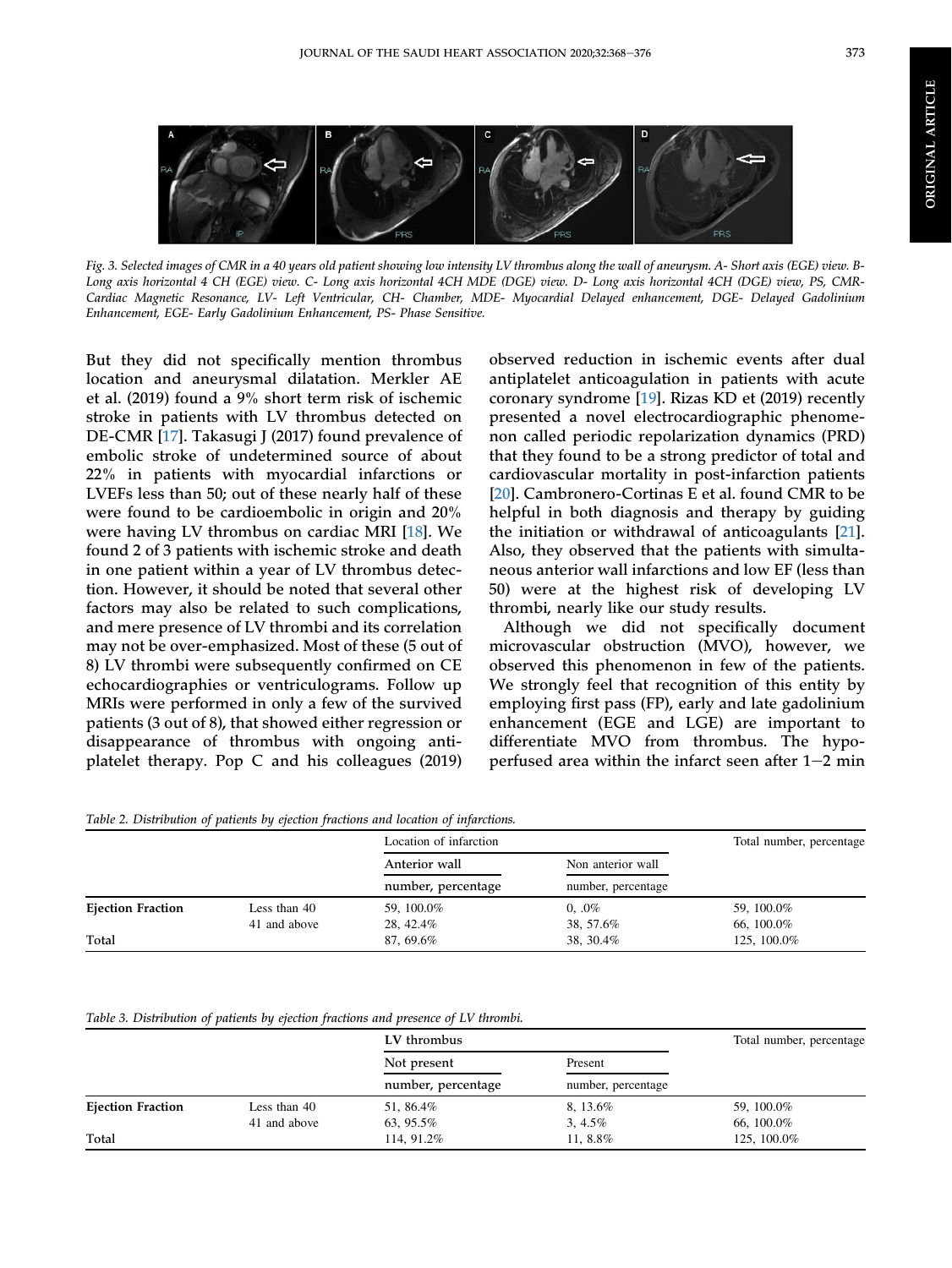Fig. 3. Selected images of CMR in a 40 years old patient showing low intensity LV thrombus along the wall of aneurysm. A- Short axis (EGE) view. B- Long axis horizontal 4 CH (EGE) view. C- Long axis horizontal 4CH MDE (DGE) view. D- Long axis horizontal 4CH (DGE) view, PS, CMR- Cardiac Magnetic Resonance, LV- Left Ventricular, CH- Chamber, MDE- Myocardial Delayed enhancement, DGE- Delayed Gadolinium Enhancement, EGE- Early Gadolinium Enhancement, PS- Phase Sensitive.

But they did not specifically mention thrombus location and aneurysmal dilatation. Merkler AE et al. (2019) found a 9% short term risk of ischemic stroke in patients with LV thrombus detected on DE-CMR [17]. Takasugi J (2017) found prevalence of embolic stroke of undetermined source of about 22% in patients with myocardial infarctions or LVEFs less than 50; out of these nearly half of these were found to be cardioembolic in origin and 20% were having LV thrombus on cardiac MRI [18]. We found 2 of 3 patients with ischemic stroke and death in one patient within a year of LV thrombus detection. However, it should be noted that several other factors may also be related to such complications, and mere presence of LV thrombi and its correlation may not be over-emphasized. Most of these (5 out of 8) LV thrombi were subsequently confirmed on CE echocardiographies or ventriculograms. Follow up MRIs were performed in only a few of the survived patients (3 out of 8), that showed either regression or disappearance of thrombus with ongoing antiplatelet therapy. Pop C and his colleagues (2019) observed reduction in ischemic events after dual antiplatelet anticoagulation in patients with acute coronary syndrome [19]. Rizas KD et (2019) recently presented a novel electrocardiographic phenomenon called periodic repolarization dynamics (PRD) that they found to be a strong predictor of total and cardiovascular mortality in post-infarction patients [20]. Cambronero-Cortinas E et al. found CMR to be helpful in both diagnosis and therapy by guiding the initiation or withdrawal of anticoagulants [21]. Also, they observed that the patients with simultaneous anterior wall infarctions and low EF (less than 50) were at the highest risk of developing LV thrombi, nearly like our study results.

Although we did not specifically document microvascular obstruction (MVO), however, we observed this phenomenon in few of the patients. We strongly feel that recognition of this entity by employing first pass (FP), early and late gadolinium enhancement (EGE and LGE) are important to differentiate MVO from thrombus. The hypoperfused area within the infarct seen after 1–2 min

Table 2. Distribution of patients by ejection fractions and location of infarctions.

| | | Location of infarction | | Total number, percentage |
|---|---|---|---|---|
| | | Anterior wall | Non anterior wall | |
| | | number, percentage | number, percentage | |
| **Ejection Fraction** | Less than 40 | 59, 100.0% | 0, .0% | 59, 100.0% |
| | 41 and above | 28, 42.4% | 38, 57.6% | 66, 100.0% |
| Total | | 87, 69.6% | 38, 30.4% | 125, 100.0% |

Table 3. Distribution of patients by ejection fractions and presence of LV thrombi.

| | | LV thrombus | | Total number, percentage |
|---|---|---|---|---|
| | | Not present | Present | |
| | | number, percentage | number, percentage | |
| **Ejection Fraction** | Less than 40 | 51, 86.4% | 8, 13.6% | 59, 100.0% |
| | 41 and above | 63, 95.5% | 3, 4.5% | 66, 100.0% |
| Total | | 114, 91.2% | 11, 8.8% | 125, 100.0% |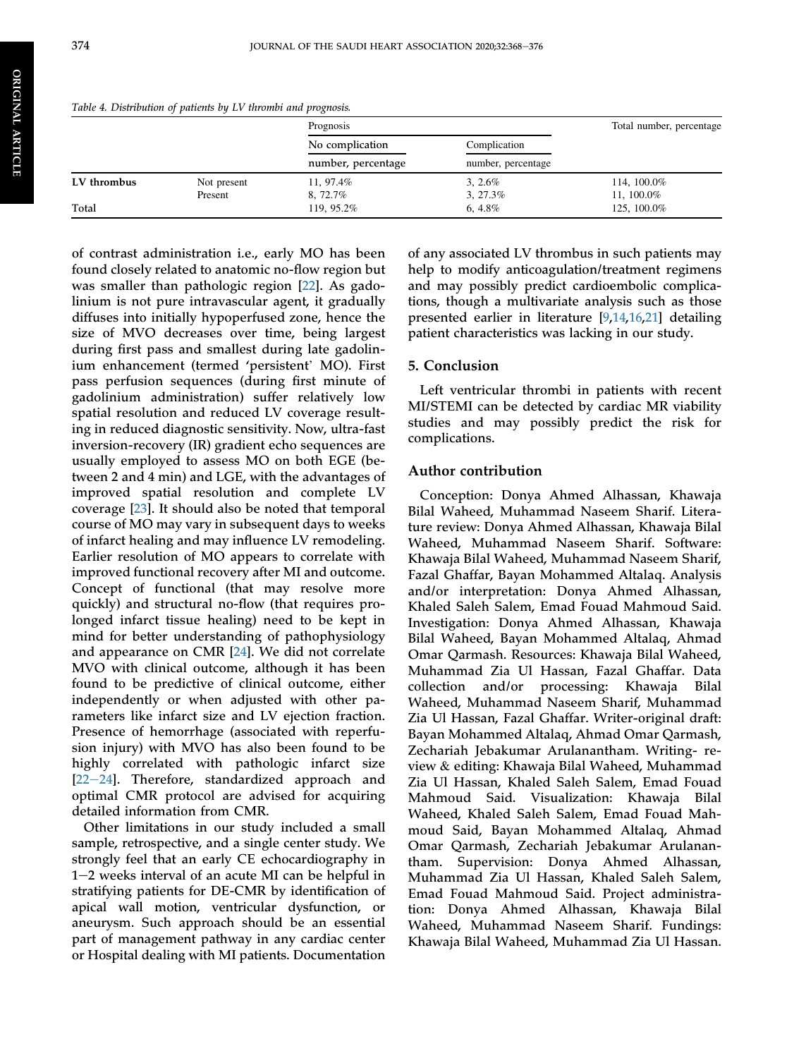Table 4. Distribution of patients by LV thrombi and prognosis.

| | | Prognosis | | Total number, percentage |
|---|---|---|---|---|
| | | No complication | Complication | |
| | | number, percentage | number, percentage | |
| **LV thrombus** | Not present | 11, 97.4% | 3, 2.6% | 114, 100.0% |
| | Present | 8, 72.7% | 3, 27.3% | 11, 100.0% |
| Total | | 119, 95.2% | 6, 4.8% | 125, 100.0% |

of contrast administration i.e., early MO has been found closely related to anatomic no-flow region but was smaller than pathologic region [22]. As gadolinium is not pure intravascular agent, it gradually diffuses into initially hypoperfused zone, hence the size of MVO decreases over time, being largest during first pass and smallest during late gadolinium enhancement (termed 'persistent' MO). First pass perfusion sequences (during first minute of gadolinium administration) suffer relatively low spatial resolution and reduced LV coverage resulting in reduced diagnostic sensitivity. Now, ultra-fast inversion-recovery (IR) gradient echo sequences are usually employed to assess MO on both EGE (between 2 and 4 min) and LGE, with the advantages of improved spatial resolution and complete LV coverage [23]. It should also be noted that temporal course of MO may vary in subsequent days to weeks of infarct healing and may influence LV remodeling. Earlier resolution of MO appears to correlate with improved functional recovery after MI and outcome. Concept of functional (that may resolve more quickly) and structural no-flow (that requires prolonged infarct tissue healing) need to be kept in mind for better understanding of pathophysiology and appearance on CMR [24]. We did not correlate MVO with clinical outcome, although it has been found to be predictive of clinical outcome, either independently or when adjusted with other parameters like infarct size and LV ejection fraction. Presence of hemorrhage (associated with reperfusion injury) with MVO has also been found to be highly correlated with pathologic infarct size [22–24]. Therefore, standardized approach and optimal CMR protocol are advised for acquiring detailed information from CMR.

Other limitations in our study included a small sample, retrospective, and a single center study. We strongly feel that an early CE echocardiography in 1–2 weeks interval of an acute MI can be helpful in stratifying patients for DE-CMR by identification of apical wall motion, ventricular dysfunction, or aneurysm. Such approach should be an essential part of management pathway in any cardiac center or Hospital dealing with MI patients. Documentation of any associated LV thrombus in such patients may help to modify anticoagulation/treatment regimens and may possibly predict cardioembolic complications, though a multivariate analysis such as those presented earlier in literature [9,14,16,21] detailing patient characteristics was lacking in our study.

## 5. Conclusion

Left ventricular thrombi in patients with recent MI/STEMI can be detected by cardiac MR viability studies and may possibly predict the risk for complications.

## Author contribution

Conception: Donya Ahmed Alhassan, Khawaja Bilal Waheed, Muhammad Naseem Sharif. Literature review: Donya Ahmed Alhassan, Khawaja Bilal Waheed, Muhammad Naseem Sharif. Software: Khawaja Bilal Waheed, Muhammad Naseem Sharif, Fazal Ghaffar, Bayan Mohammed Altalaq. Analysis and/or interpretation: Donya Ahmed Alhassan, Khaled Saleh Salem, Emad Fouad Mahmoud Said. Investigation: Donya Ahmed Alhassan, Khawaja Bilal Waheed, Bayan Mohammed Altalaq, Ahmad Omar Qarmash. Resources: Khawaja Bilal Waheed, Muhammad Zia Ul Hassan, Fazal Ghaffar. Data collection and/or processing: Khawaja Bilal Waheed, Muhammad Naseem Sharif, Muhammad Zia Ul Hassan, Fazal Ghaffar. Writer-original draft: Bayan Mohammed Altalaq, Ahmad Omar Qarmash, Zechariah Jebakumar Arulanantham. Writing- review & editing: Khawaja Bilal Waheed, Muhammad Zia Ul Hassan, Khaled Saleh Salem, Emad Fouad Mahmoud Said. Visualization: Khawaja Bilal Waheed, Khaled Saleh Salem, Emad Fouad Mahmoud Said, Bayan Mohammed Altalaq, Ahmad Omar Qarmash, Zechariah Jebakumar Arulanantham. Supervision: Donya Ahmed Alhassan, Muhammad Zia Ul Hassan, Khaled Saleh Salem, Emad Fouad Mahmoud Said. Project administration: Donya Ahmed Alhassan, Khawaja Bilal Waheed, Muhammad Naseem Sharif. Fundings: Khawaja Bilal Waheed, Muhammad Zia Ul Hassan.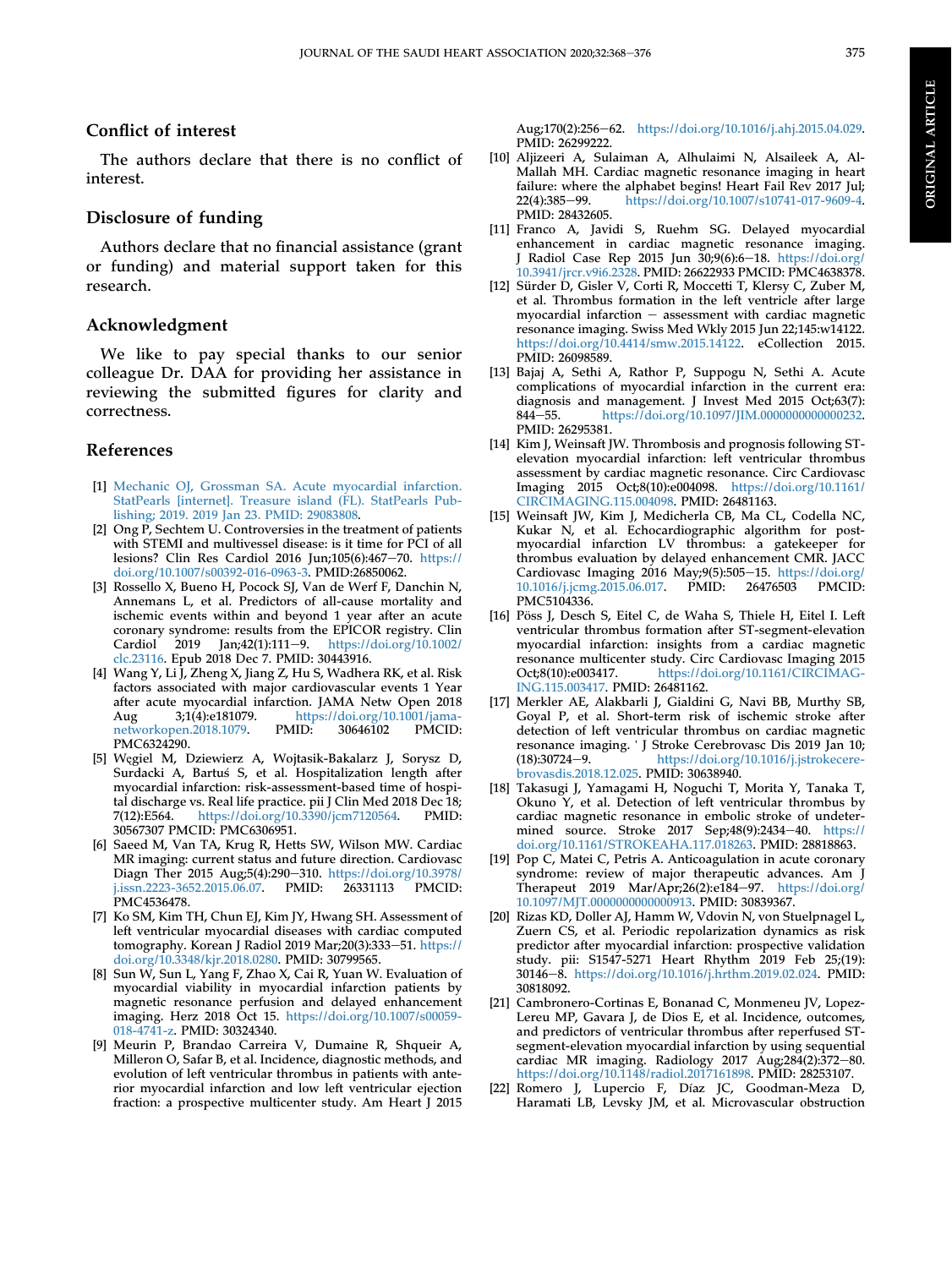## Conflict of interest

The authors declare that there is no conflict of interest.

## Disclosure of funding

Authors declare that no financial assistance (grant or funding) and material support taken for this research.

## Acknowledgment

We like to pay special thanks to our senior colleague Dr. DAA for providing her assistance in reviewing the submitted figures for clarity and correctness.

## References

[1] Mechanic OJ, Grossman SA. Acute myocardial infarction. StatPearls [internet]. Treasure island (FL). StatPearls Publishing; 2019. 2019 Jan 23. PMID: 29083808.

[2] Ong P, Sechtem U. Controversies in the treatment of patients with STEMI and multivessel disease: is it time for PCI of all lesions? Clin Res Cardiol 2016 Jun;105(6):467–70. https://doi.org/10.1007/s00392-016-0963-3. PMID:26850062.

[3] Rossello X, Bueno H, Pocock SJ, Van de Werf F, Danchin N, Annemans L, et al. Predictors of all-cause mortality and ischemic events within and beyond 1 year after an acute coronary syndrome: results from the EPICOR registry. Clin Cardiol 2019 Jan;42(1):111–9. https://doi.org/10.1002/clc.23116. Epub 2018 Dec 7. PMID: 30443916.

[4] Wang Y, Li J, Zheng X, Jiang Z, Hu S, Wadhera RK, et al. Risk factors associated with major cardiovascular events 1 Year after acute myocardial infarction. JAMA Netw Open 2018 Aug 3;1(4):e181079. https://doi.org/10.1001/jamanetworkopen.2018.1079. PMID: 30646102 PMCID: PMC6324290.

[5] Węgiel M, Dziewierz A, Wojtasik-Bakalarz J, Sorysz D, Surdacki A, Bartuś S, et al. Hospitalization length after myocardial infarction: risk-assessment-based time of hospital discharge vs. Real life practice. pii J Clin Med 2018 Dec 18; 7(12):E564. https://doi.org/10.3390/jcm7120564. PMID: 30567307 PMCID: PMC6306951.

[6] Saeed M, Van TA, Krug R, Hetts SW, Wilson MW. Cardiac MR imaging: current status and future direction. Cardiovasc Diagn Ther 2015 Aug;5(4):290–310. https://doi.org/10.3978/j.issn.2223-3652.2015.06.07. PMID: 26331113 PMCID: PMC4536478.

[7] Ko SM, Kim TH, Chun EJ, Kim JY, Hwang SH. Assessment of left ventricular myocardial diseases with cardiac computed tomography. Korean J Radiol 2019 Mar;20(3):333–51. https://doi.org/10.3348/kjr.2018.0280. PMID: 30799565.

[8] Sun W, Sun L, Yang F, Zhao X, Cai R, Yuan W. Evaluation of myocardial viability in myocardial infarction patients by magnetic resonance perfusion and delayed enhancement imaging. Herz 2018 Oct 15. https://doi.org/10.1007/s00059-018-4741-z. PMID: 30324340.

[9] Meurin P, Brandao Carreira V, Dumaine R, Shqueir A, Milleron O, Safar B, et al. Incidence, diagnostic methods, and evolution of left ventricular thrombus in patients with anterior myocardial infarction and low left ventricular ejection fraction: a prospective multicenter study. Am Heart J 2015 Aug;170(2):256–62. https://doi.org/10.1016/j.ahj.2015.04.029. PMID: 26299222.

[10] Aljizeeri A, Sulaiman A, Alhulaimi N, Alsaileek A, Al-Mallah MH. Cardiac magnetic resonance imaging in heart failure: where the alphabet begins! Heart Fail Rev 2017 Jul; 22(4):385–99. https://doi.org/10.1007/s10741-017-9609-4. PMID: 28432605.

[11] Franco A, Javidi S, Ruehm SG. Delayed myocardial enhancement in cardiac magnetic resonance imaging. J Radiol Case Rep 2015 Jun 30;9(6):6–18. https://doi.org/10.3941/jrcr.v9i6.2328. PMID: 26622933 PMCID: PMC4638378.

[12] Sürder D, Gisler V, Corti R, Moccetti T, Klersy C, Zuber M, et al. Thrombus formation in the left ventricle after large myocardial infarction – assessment with cardiac magnetic resonance imaging. Swiss Med Wkly 2015 Jun 22;145:w14122. https://doi.org/10.4414/smw.2015.14122. eCollection 2015. PMID: 26098589.

[13] Bajaj A, Sethi A, Rathor P, Suppogu N, Sethi A. Acute complications of myocardial infarction in the current era: diagnosis and management. J Invest Med 2015 Oct;63(7): 844–55. https://doi.org/10.1097/JIM.0000000000000232. PMID: 26295381.

[14] Kim J, Weinsaft JW. Thrombosis and prognosis following ST-elevation myocardial infarction: left ventricular thrombus assessment by cardiac magnetic resonance. Circ Cardiovasc Imaging 2015 Oct;8(10):e004098. https://doi.org/10.1161/CIRCIMAGING.115.004098. PMID: 26481163.

[15] Weinsaft JW, Kim J, Medicherla CB, Ma CL, Codella NC, Kukar N, et al. Echocardiographic algorithm for post-myocardial infarction LV thrombus: a gatekeeper for thrombus evaluation by delayed enhancement CMR. JACC Cardiovasc Imaging 2016 May;9(5):505–15. https://doi.org/10.1016/j.jcmg.2015.06.017. PMID: 26476503 PMCID: PMC5104336.

[16] Pöss J, Desch S, Eitel C, de Waha S, Thiele H, Eitel I. Left ventricular thrombus formation after ST-segment-elevation myocardial infarction: insights from a cardiac magnetic resonance multicenter study. Circ Cardiovasc Imaging 2015 Oct;8(10):e003417. https://doi.org/10.1161/CIRCIMAGING.115.003417. PMID: 26481162.

[17] Merkler AE, Alakbarli J, Gialdini G, Navi BB, Murthy SB, Goyal P, et al. Short-term risk of ischemic stroke after detection of left ventricular thrombus on cardiac magnetic resonance imaging. ' J Stroke Cerebrovasc Dis 2019 Jan 10; (18):30724–9. https://doi.org/10.1016/j.jstrokecerebrovasdis.2018.12.025. PMID: 30638940.

[18] Takasugi J, Yamagami H, Noguchi T, Morita Y, Tanaka T, Okuno Y, et al. Detection of left ventricular thrombus by cardiac magnetic resonance in embolic stroke of undetermined source. Stroke 2017 Sep;48(9):2434–40. https://doi.org/10.1161/STROKEAHA.117.018263. PMID: 28818863.

[19] Pop C, Matei C, Petris A. Anticoagulation in acute coronary syndrome: review of major therapeutic advances. Am J Therapeut 2019 Mar/Apr;26(2):e184–97. https://doi.org/10.1097/MJT.0000000000000913. PMID: 30839367.

[20] Rizas KD, Doller AJ, Hamm W, Vdovin N, von Stuelpnagel L, Zuern CS, et al. Periodic repolarization dynamics as risk predictor after myocardial infarction: prospective validation study. pii: S1547-5271 Heart Rhythm 2019 Feb 25;(19): 30146–8. https://doi.org/10.1016/j.hrthm.2019.02.024. PMID: 30818092.

[21] Cambronero-Cortinas E, Bonanad C, Monmeneu JV, Lopez-Lereu MP, Gavara J, de Dios E, et al. Incidence, outcomes, and predictors of ventricular thrombus after reperfused ST-segment-elevation myocardial infarction by using sequential cardiac MR imaging. Radiology 2017 Aug;284(2):372–80. https://doi.org/10.1148/radiol.2017161898. PMID: 28253107.

[22] Romero J, Lupercio F, Díaz JC, Goodman-Meza D, Haramati LB, Levsky JM, et al. Microvascular obstruction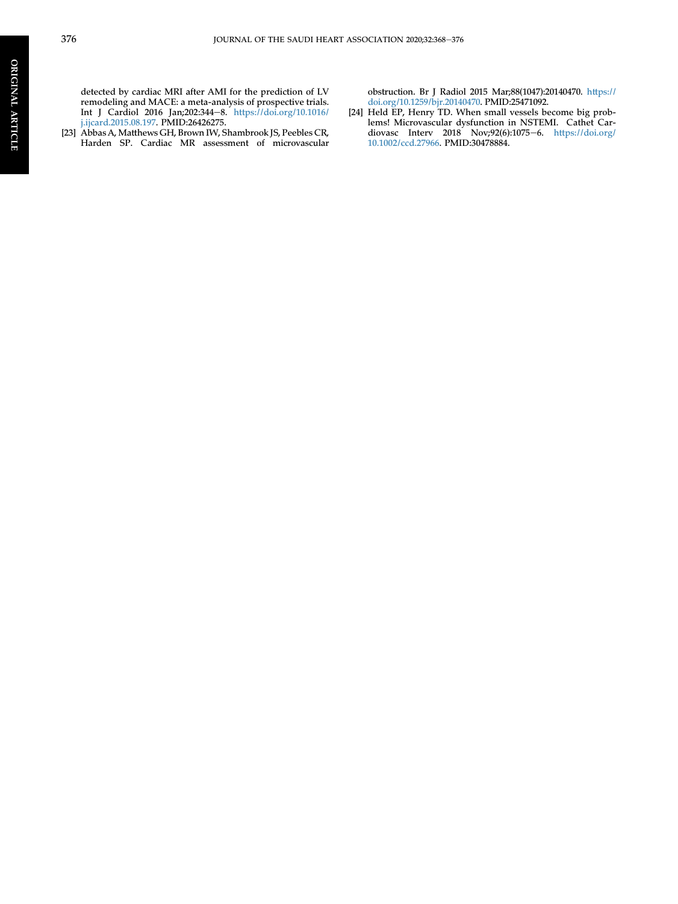detected by cardiac MRI after AMI for the prediction of LV remodeling and MACE: a meta-analysis of prospective trials. Int J Cardiol 2016 Jan;202:344–8. https://doi.org/10.1016/j.ijcard.2015.08.197. PMID:26426275.

[23] Abbas A, Matthews GH, Brown IW, Shambrook JS, Peebles CR, Harden SP. Cardiac MR assessment of microvascular obstruction. Br J Radiol 2015 Mar;88(1047):20140470. https://doi.org/10.1259/bjr.20140470. PMID:25471092.

[24] Held EP, Henry TD. When small vessels become big problems! Microvascular dysfunction in NSTEMI. Cathet Cardiovasc Interv 2018 Nov;92(6):1075–6. https://doi.org/10.1002/ccd.27966. PMID:30478884.